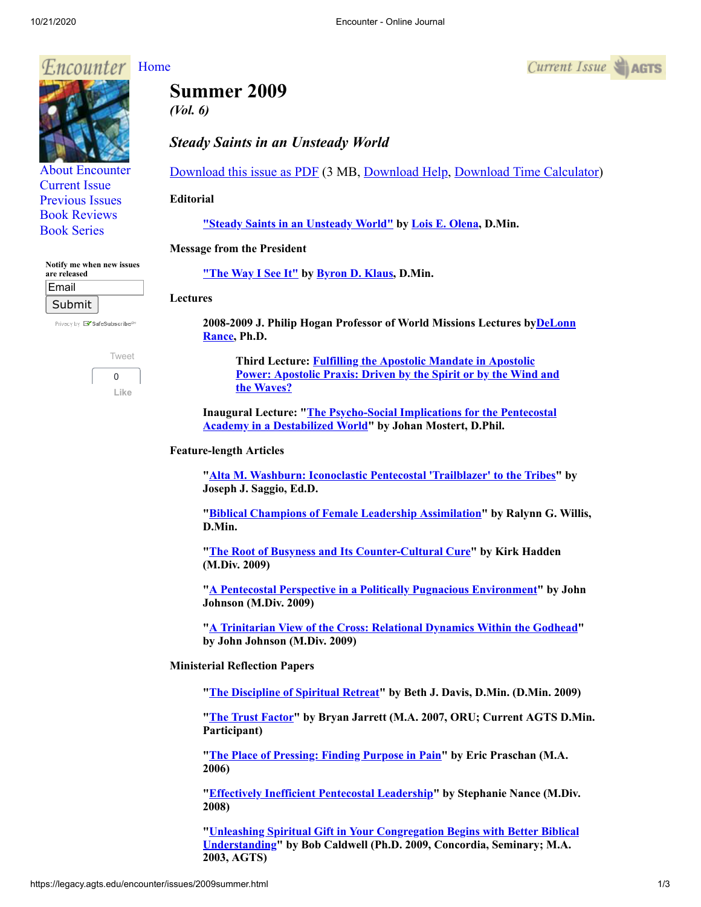Encounter Home

About Encounter
Current Issue
Previous Issues
Book Reviews
Book Series

Notify me when new issues are released

Email
Submit

Tweet
0
Like

# Summer 2009

*(Vol. 6)*

## *Steady Saints in an Unsteady World*

Download this issue as PDF (3 MB, Download Help, Download Time Calculator)

**Editorial**

> **"Steady Saints in an Unsteady World" by Lois E. Olena, D.Min.**

**Message from the President**

> **"The Way I See It" by Byron D. Klaus, D.Min.**

**Lectures**

> **2008-2009 J. Philip Hogan Professor of World Missions Lectures byDeLonn Rance, Ph.D.**
>
> > **Third Lecture: Fulfilling the Apostolic Mandate in Apostolic Power: Apostolic Praxis: Driven by the Spirit or by the Wind and the Waves?**
>
> **Inaugural Lecture: "The Psycho-Social Implications for the Pentecostal Academy in a Destabilized World" by Johan Mostert, D.Phil.**

**Feature-length Articles**

> **"Alta M. Washburn: Iconoclastic Pentecostal 'Trailblazer' to the Tribes" by Joseph J. Saggio, Ed.D.**
>
> **"Biblical Champions of Female Leadership Assimilation" by Ralynn G. Willis, D.Min.**
>
> **"The Root of Busyness and Its Counter-Cultural Cure" by Kirk Hadden (M.Div. 2009)**
>
> **"A Pentecostal Perspective in a Politically Pugnacious Environment" by John Johnson (M.Div. 2009)**
>
> **"A Trinitarian View of the Cross: Relational Dynamics Within the Godhead" by John Johnson (M.Div. 2009)**

**Ministerial Reflection Papers**

> **"The Discipline of Spiritual Retreat" by Beth J. Davis, D.Min. (D.Min. 2009)**
>
> **"The Trust Factor" by Bryan Jarrett (M.A. 2007, ORU; Current AGTS D.Min. Participant)**
>
> **"The Place of Pressing: Finding Purpose in Pain" by Eric Praschan (M.A. 2006)**
>
> **"Effectively Inefficient Pentecostal Leadership" by Stephanie Nance (M.Div. 2008)**
>
> **"Unleashing Spiritual Gift in Your Congregation Begins with Better Biblical Understanding" by Bob Caldwell (Ph.D. 2009, Concordia, Seminary; M.A. 2003, AGTS)**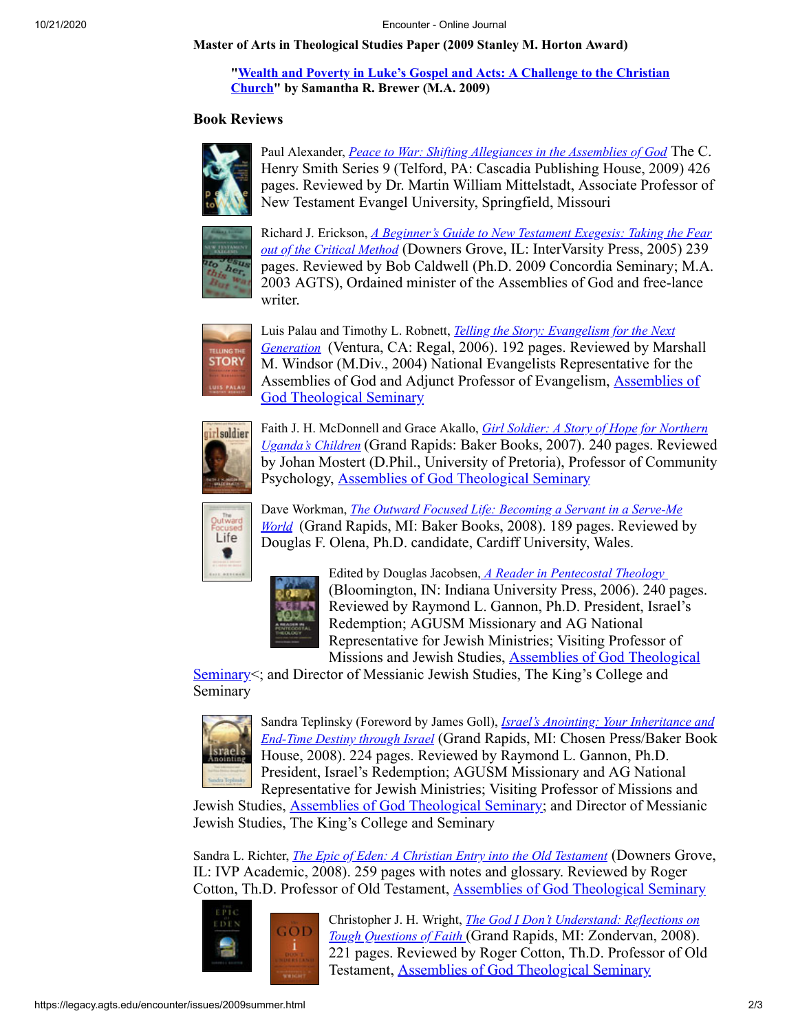**Master of Arts in Theological Studies Paper (2009 Stanley M. Horton Award)**

> "**Wealth and Poverty in Luke's Gospel and Acts: A Challenge to the Christian Church**" **by Samantha R. Brewer (M.A. 2009)**

## Book Reviews

Paul Alexander, *Peace to War: Shifting Allegiances in the Assemblies of God* The C. Henry Smith Series 9 (Telford, PA: Cascadia Publishing House, 2009) 426 pages. Reviewed by Dr. Martin William Mittelstadt, Associate Professor of New Testament Evangel University, Springfield, Missouri

Richard J. Erickson, *A Beginner's Guide to New Testament Exegesis: Taking the Fear out of the Critical Method* (Downers Grove, IL: InterVarsity Press, 2005) 239 pages. Reviewed by Bob Caldwell (Ph.D. 2009 Concordia Seminary; M.A. 2003 AGTS), Ordained minister of the Assemblies of God and free-lance writer.

Luis Palau and Timothy L. Robnett, *Telling the Story: Evangelism for the Next Generation* (Ventura, CA: Regal, 2006). 192 pages. Reviewed by Marshall M. Windsor (M.Div., 2004) National Evangelists Representative for the Assemblies of God and Adjunct Professor of Evangelism, Assemblies of God Theological Seminary

Faith J. H. McDonnell and Grace Akallo, *Girl Soldier: A Story of Hope for Northern Uganda's Children* (Grand Rapids: Baker Books, 2007). 240 pages. Reviewed by Johan Mostert (D.Phil., University of Pretoria), Professor of Community Psychology, Assemblies of God Theological Seminary

Dave Workman, *The Outward Focused Life: Becoming a Servant in a Serve-Me World* (Grand Rapids, MI: Baker Books, 2008). 189 pages. Reviewed by Douglas F. Olena, Ph.D. candidate, Cardiff University, Wales.

Edited by Douglas Jacobsen, *A Reader in Pentecostal Theology* (Bloomington, IN: Indiana University Press, 2006). 240 pages. Reviewed by Raymond L. Gannon, Ph.D. President, Israel's Redemption; AGUSM Missionary and AG National Representative for Jewish Ministries; Visiting Professor of Missions and Jewish Studies, Assemblies of God Theological Seminary<; and Director of Messianic Jewish Studies, The King's College and Seminary

Sandra Teplinsky (Foreword by James Goll), *Israel's Anointing: Your Inheritance and End-Time Destiny through Israel* (Grand Rapids, MI: Chosen Press/Baker Book House, 2008). 224 pages. Reviewed by Raymond L. Gannon, Ph.D. President, Israel's Redemption; AGUSM Missionary and AG National Representative for Jewish Ministries; Visiting Professor of Missions and Jewish Studies, Assemblies of God Theological Seminary; and Director of Messianic Jewish Studies, The King's College and Seminary

Sandra L. Richter, *The Epic of Eden: A Christian Entry into the Old Testament* (Downers Grove, IL: IVP Academic, 2008). 259 pages with notes and glossary. Reviewed by Roger Cotton, Th.D. Professor of Old Testament, Assemblies of God Theological Seminary

Christopher J. H. Wright, *The God I Don't Understand: Reflections on Tough Questions of Faith* (Grand Rapids, MI: Zondervan, 2008). 221 pages. Reviewed by Roger Cotton, Th.D. Professor of Old Testament, Assemblies of God Theological Seminary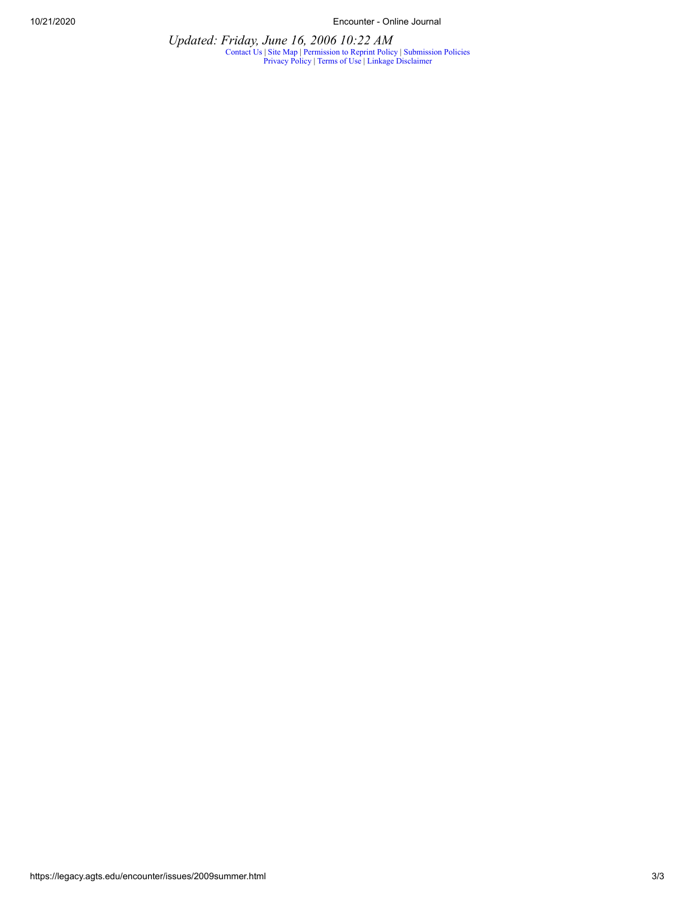*Updated: Friday, June 16, 2006 10:22 AM*

Contact Us | Site Map | Permission to Reprint Policy | Submission Policies
Privacy Policy | Terms of Use | Linkage Disclaimer